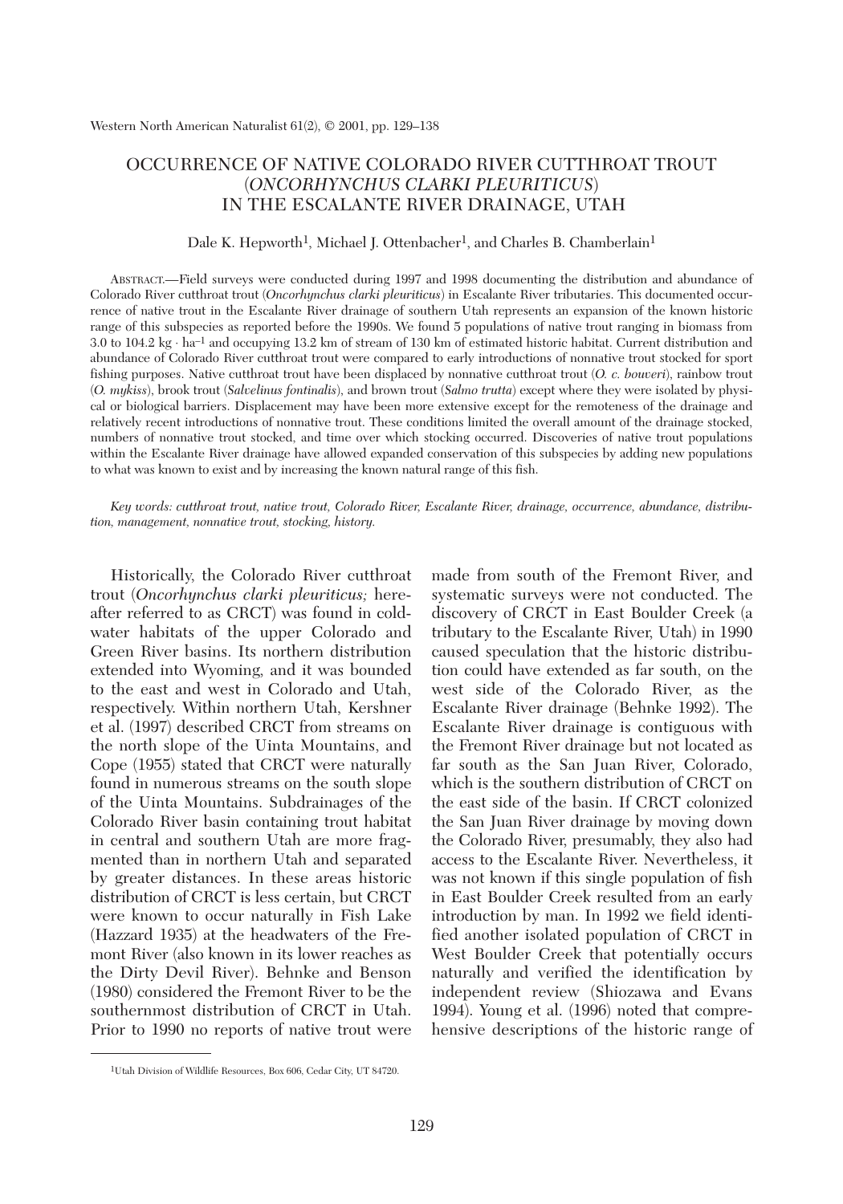# OCCURRENCE OF NATIVE COLORADO RIVER CUTTHROAT TROUT (*ONCORHYNCHUS CLARKI PLEURITICUS*) IN THE ESCALANTE RIVER DRAINAGE, UTAH

Dale K. Hepworth[1], Michael J. Ottenbacher[1], and Charles B. Chamberlain[1]

ABSTRACT.—Field surveys were conducted during 1997 and 1998 documenting the distribution and abundance of Colorado River cutthroat trout (*Oncorhynchus clarki pleuriticus*) in Escalante River tributaries. This documented occurrence of native trout in the Escalante River drainage of southern Utah represents an expansion of the known historic range of this subspecies as reported before the 1990s. We found 5 populations of native trout ranging in biomass from 3.0 to 104.2 kg · ha$^{-1}$ and occupying 13.2 km of stream of 130 km of estimated historic habitat. Current distribution and abundance of Colorado River cutthroat trout were compared to early introductions of nonnative trout stocked for sport fishing purposes. Native cutthroat trout have been displaced by nonnative cutthroat trout (*O. c. bouveri*), rainbow trout (*O. mykiss*), brook trout (*Salvelinus fontinalis*), and brown trout (*Salmo trutta*) except where they were isolated by physical or biological barriers. Displacement may have been more extensive except for the remoteness of the drainage and relatively recent introductions of nonnative trout. These conditions limited the overall amount of the drainage stocked, numbers of nonnative trout stocked, and time over which stocking occurred. Discoveries of native trout populations within the Escalante River drainage have allowed expanded conservation of this subspecies by adding new populations to what was known to exist and by increasing the known natural range of this fish.

*Key words: cutthroat trout, native trout, Colorado River, Escalante River, drainage, occurrence, abundance, distribution, management, nonnative trout, stocking, history.*

Historically, the Colorado River cutthroat trout (*Oncorhynchus clarki pleuriticus;* hereafter referred to as CRCT) was found in coldwater habitats of the upper Colorado and Green River basins. Its northern distribution extended into Wyoming, and it was bounded to the east and west in Colorado and Utah, respectively. Within northern Utah, Kershner et al. (1997) described CRCT from streams on the north slope of the Uinta Mountains, and Cope (1955) stated that CRCT were naturally found in numerous streams on the south slope of the Uinta Mountains. Subdrainages of the Colorado River basin containing trout habitat in central and southern Utah are more fragmented than in northern Utah and separated by greater distances. In these areas historic distribution of CRCT is less certain, but CRCT were known to occur naturally in Fish Lake (Hazzard 1935) at the headwaters of the Fremont River (also known in its lower reaches as the Dirty Devil River). Behnke and Benson (1980) considered the Fremont River to be the southernmost distribution of CRCT in Utah. Prior to 1990 no reports of native trout were made from south of the Fremont River, and systematic surveys were not conducted. The discovery of CRCT in East Boulder Creek (a tributary to the Escalante River, Utah) in 1990 caused speculation that the historic distribution could have extended as far south, on the west side of the Colorado River, as the Escalante River drainage (Behnke 1992). The Escalante River drainage is contiguous with the Fremont River drainage but not located as far south as the San Juan River, Colorado, which is the southern distribution of CRCT on the east side of the basin. If CRCT colonized the San Juan River drainage by moving down the Colorado River, presumably, they also had access to the Escalante River. Nevertheless, it was not known if this single population of fish in East Boulder Creek resulted from an early introduction by man. In 1992 we field identified another isolated population of CRCT in West Boulder Creek that potentially occurs naturally and verified the identification by independent review (Shiozawa and Evans 1994). Young et al. (1996) noted that comprehensive descriptions of the historic range of

[1]Utah Division of Wildlife Resources, Box 606, Cedar City, UT 84720.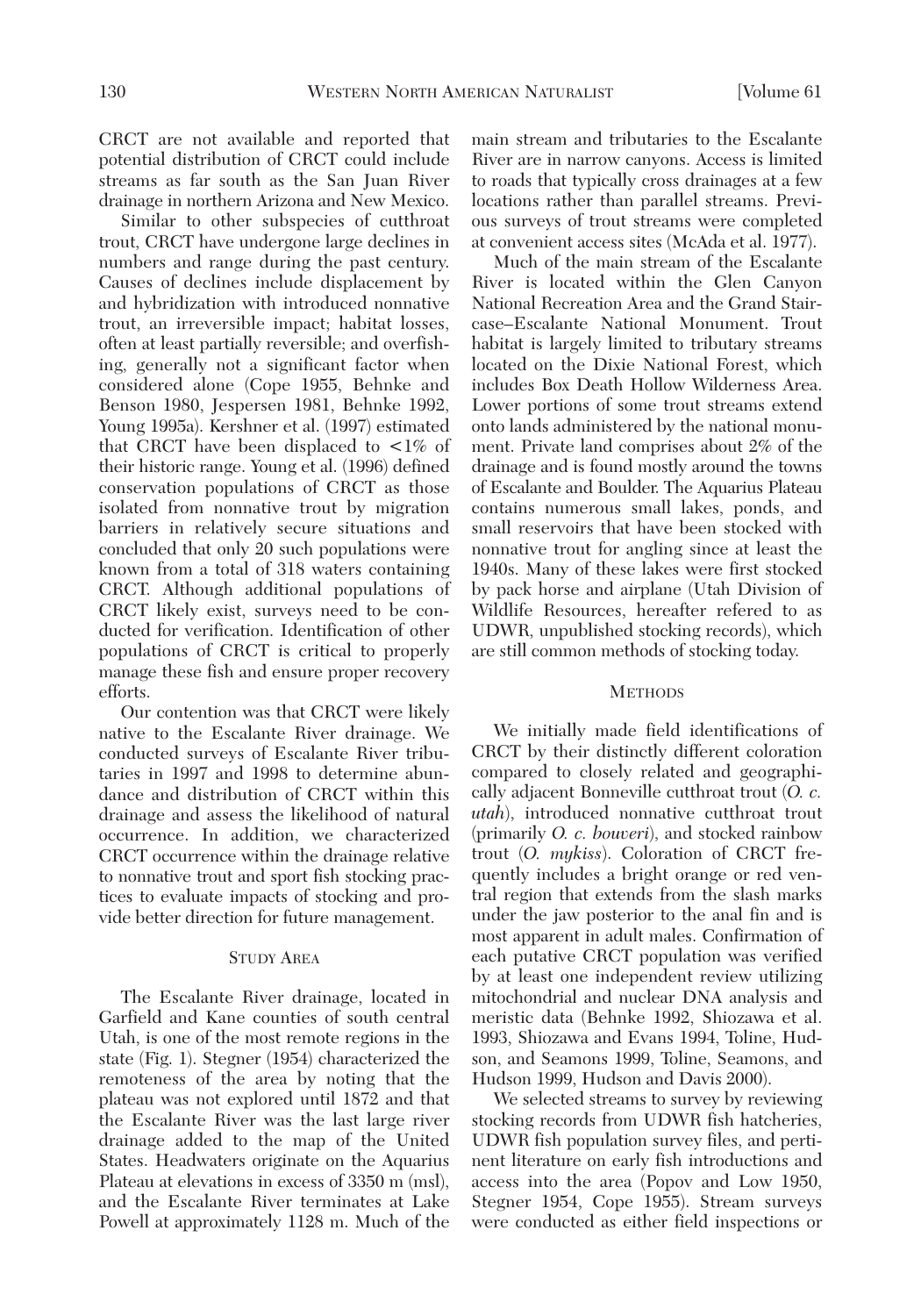CRCT are not available and reported that potential distribution of CRCT could include streams as far south as the San Juan River drainage in northern Arizona and New Mexico.

Similar to other subspecies of cutthroat trout, CRCT have undergone large declines in numbers and range during the past century. Causes of declines include displacement by and hybridization with introduced nonnative trout, an irreversible impact; habitat losses, often at least partially reversible; and overfishing, generally not a significant factor when considered alone (Cope 1955, Behnke and Benson 1980, Jespersen 1981, Behnke 1992, Young 1995a). Kershner et al. (1997) estimated that CRCT have been displaced to <1% of their historic range. Young et al. (1996) defined conservation populations of CRCT as those isolated from nonnative trout by migration barriers in relatively secure situations and concluded that only 20 such populations were known from a total of 318 waters containing CRCT. Although additional populations of CRCT likely exist, surveys need to be conducted for verification. Identification of other populations of CRCT is critical to properly manage these fish and ensure proper recovery efforts.

Our contention was that CRCT were likely native to the Escalante River drainage. We conducted surveys of Escalante River tributaries in 1997 and 1998 to determine abundance and distribution of CRCT within this drainage and assess the likelihood of natural occurrence. In addition, we characterized CRCT occurrence within the drainage relative to nonnative trout and sport fish stocking practices to evaluate impacts of stocking and provide better direction for future management.

## Study Area

The Escalante River drainage, located in Garfield and Kane counties of south central Utah, is one of the most remote regions in the state (Fig. 1). Stegner (1954) characterized the remoteness of the area by noting that the plateau was not explored until 1872 and that the Escalante River was the last large river drainage added to the map of the United States. Headwaters originate on the Aquarius Plateau at elevations in excess of 3350 m (msl), and the Escalante River terminates at Lake Powell at approximately 1128 m. Much of the main stream and tributaries to the Escalante River are in narrow canyons. Access is limited to roads that typically cross drainages at a few locations rather than parallel streams. Previous surveys of trout streams were completed at convenient access sites (McAda et al. 1977).

Much of the main stream of the Escalante River is located within the Glen Canyon National Recreation Area and the Grand Staircase–Escalante National Monument. Trout habitat is largely limited to tributary streams located on the Dixie National Forest, which includes Box Death Hollow Wilderness Area. Lower portions of some trout streams extend onto lands administered by the national monument. Private land comprises about 2% of the drainage and is found mostly around the towns of Escalante and Boulder. The Aquarius Plateau contains numerous small lakes, ponds, and small reservoirs that have been stocked with nonnative trout for angling since at least the 1940s. Many of these lakes were first stocked by pack horse and airplane (Utah Division of Wildlife Resources, hereafter refered to as UDWR, unpublished stocking records), which are still common methods of stocking today.

## Methods

We initially made field identifications of CRCT by their distinctly different coloration compared to closely related and geographically adjacent Bonneville cutthroat trout (*O. c. utah*), introduced nonnative cutthroat trout (primarily *O. c. bouveri*), and stocked rainbow trout (*O. mykiss*). Coloration of CRCT frequently includes a bright orange or red ventral region that extends from the slash marks under the jaw posterior to the anal fin and is most apparent in adult males. Confirmation of each putative CRCT population was verified by at least one independent review utilizing mitochondrial and nuclear DNA analysis and meristic data (Behnke 1992, Shiozawa et al. 1993, Shiozawa and Evans 1994, Toline, Hudson, and Seamons 1999, Toline, Seamons, and Hudson 1999, Hudson and Davis 2000).

We selected streams to survey by reviewing stocking records from UDWR fish hatcheries, UDWR fish population survey files, and pertinent literature on early fish introductions and access into the area (Popov and Low 1950, Stegner 1954, Cope 1955). Stream surveys were conducted as either field inspections or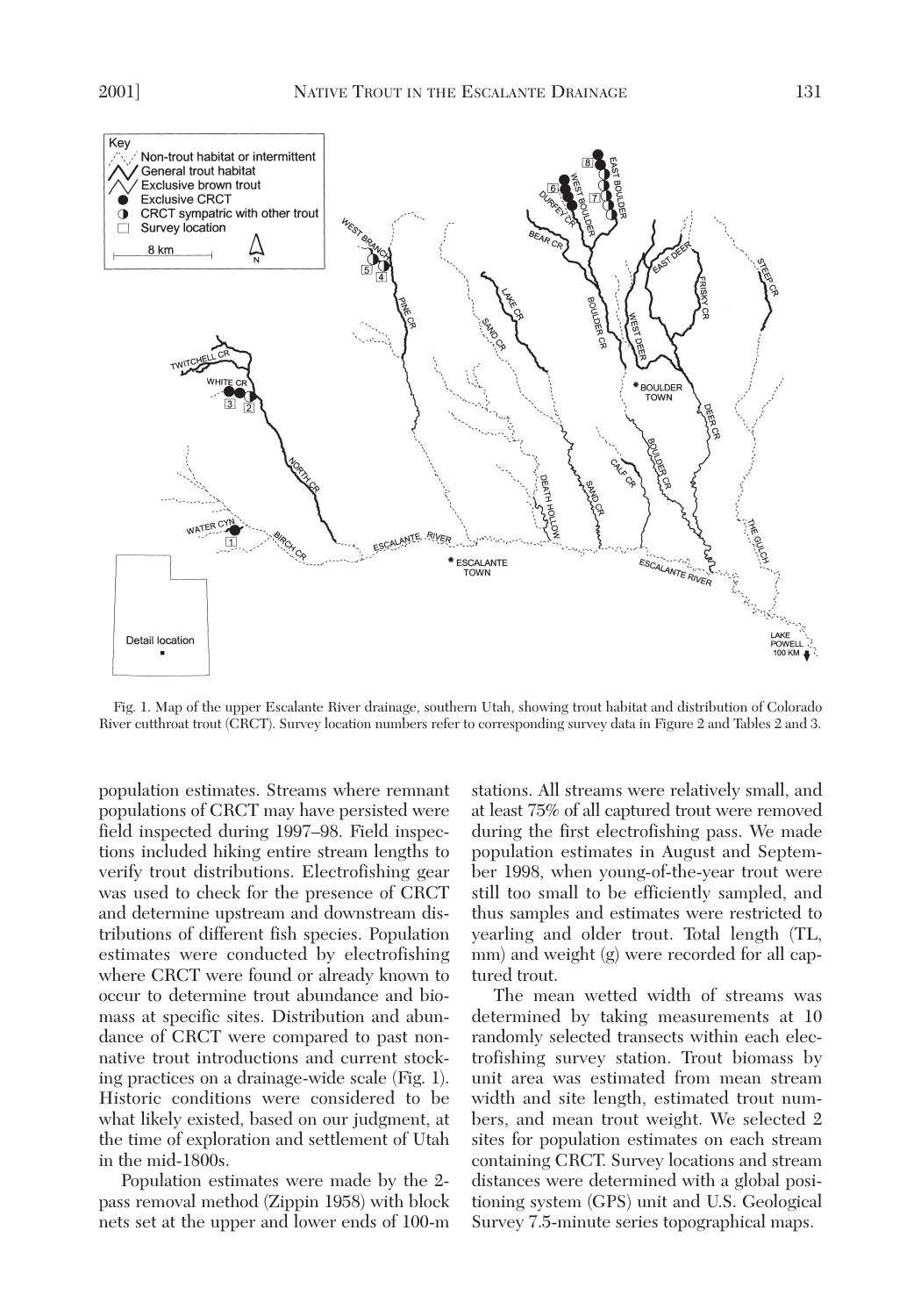Fig. 1. Map of the upper Escalante River drainage, southern Utah, showing trout habitat and distribution of Colorado River cutthroat trout (CRCT). Survey location numbers refer to corresponding survey data in Figure 2 and Tables 2 and 3.

population estimates. Streams where remnant populations of CRCT may have persisted were field inspected during 1997–98. Field inspections included hiking entire stream lengths to verify trout distributions. Electrofishing gear was used to check for the presence of CRCT and determine upstream and downstream distributions of different fish species. Population estimates were conducted by electrofishing where CRCT were found or already known to occur to determine trout abundance and biomass at specific sites. Distribution and abundance of CRCT were compared to past nonnative trout introductions and current stocking practices on a drainage-wide scale (Fig. 1). Historic conditions were considered to be what likely existed, based on our judgment, at the time of exploration and settlement of Utah in the mid-1800s.

Population estimates were made by the 2-pass removal method (Zippin 1958) with block nets set at the upper and lower ends of 100-m stations. All streams were relatively small, and at least 75% of all captured trout were removed during the first electrofishing pass. We made population estimates in August and September 1998, when young-of-the-year trout were still too small to be efficiently sampled, and thus samples and estimates were restricted to yearling and older trout. Total length (TL, mm) and weight (g) were recorded for all captured trout.

The mean wetted width of streams was determined by taking measurements at 10 randomly selected transects within each electrofishing survey station. Trout biomass by unit area was estimated from mean stream width and site length, estimated trout numbers, and mean trout weight. We selected 2 sites for population estimates on each stream containing CRCT. Survey locations and stream distances were determined with a global positioning system (GPS) unit and U.S. Geological Survey 7.5-minute series topographical maps.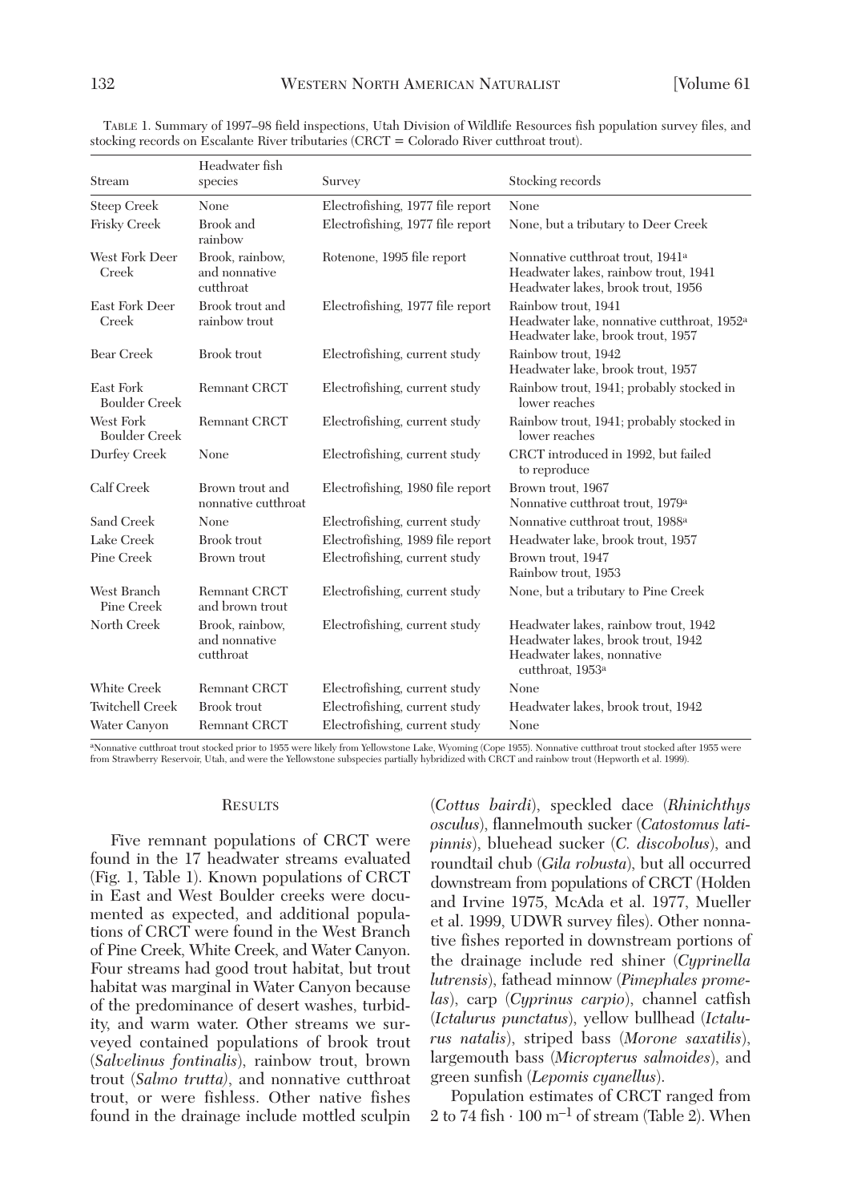TABLE 1. Summary of 1997–98 field inspections, Utah Division of Wildlife Resources fish population survey files, and stocking records on Escalante River tributaries (CRCT = Colorado River cutthroat trout).

| Stream | Headwater fish species | Survey | Stocking records |
|---|---|---|---|
| Steep Creek | None | Electrofishing, 1977 file report | None |
| Frisky Creek | Brook and rainbow | Electrofishing, 1977 file report | None, but a tributary to Deer Creek |
| West Fork Deer Creek | Brook, rainbow, and nonnative cutthroat | Rotenone, 1995 file report | Nonnative cutthroat trout, 1941[a]<br>Headwater lakes, rainbow trout, 1941<br>Headwater lakes, brook trout, 1956 |
| East Fork Deer Creek | Brook trout and rainbow trout | Electrofishing, 1977 file report | Rainbow trout, 1941<br>Headwater lake, nonnative cutthroat, 1952[a]<br>Headwater lake, brook trout, 1957 |
| Bear Creek | Brook trout | Electrofishing, current study | Rainbow trout, 1942<br>Headwater lake, brook trout, 1957 |
| East Fork Boulder Creek | Remnant CRCT | Electrofishing, current study | Rainbow trout, 1941; probably stocked in lower reaches |
| West Fork Boulder Creek | Remnant CRCT | Electrofishing, current study | Rainbow trout, 1941; probably stocked in lower reaches |
| Durfey Creek | None | Electrofishing, current study | CRCT introduced in 1992, but failed to reproduce |
| Calf Creek | Brown trout and nonnative cutthroat | Electrofishing, 1980 file report | Brown trout, 1967<br>Nonnative cutthroat trout, 1979[a] |
| Sand Creek | None | Electrofishing, current study | Nonnative cutthroat trout, 1988[a] |
| Lake Creek | Brook trout | Electrofishing, 1989 file report | Headwater lake, brook trout, 1957 |
| Pine Creek | Brown trout | Electrofishing, current study | Brown trout, 1947<br>Rainbow trout, 1953 |
| West Branch Pine Creek | Remnant CRCT and brown trout | Electrofishing, current study | None, but a tributary to Pine Creek |
| North Creek | Brook, rainbow, and nonnative cutthroat | Electrofishing, current study | Headwater lakes, rainbow trout, 1942<br>Headwater lakes, brook trout, 1942<br>Headwater lakes, nonnative cutthroat, 1953[a] |
| White Creek | Remnant CRCT | Electrofishing, current study | None |
| Twitchell Creek | Brook trout | Electrofishing, current study | Headwater lakes, brook trout, 1942 |
| Water Canyon | Remnant CRCT | Electrofishing, current study | None |

[a]Nonnative cutthroat trout stocked prior to 1955 were likely from Yellowstone Lake, Wyoming (Cope 1955). Nonnative cutthroat trout stocked after 1955 were from Strawberry Reservoir, Utah, and were the Yellowstone subspecies partially hybridized with CRCT and rainbow trout (Hepworth et al. 1999).

## RESULTS

Five remnant populations of CRCT were found in the 17 headwater streams evaluated (Fig. 1, Table 1). Known populations of CRCT in East and West Boulder creeks were documented as expected, and additional populations of CRCT were found in the West Branch of Pine Creek, White Creek, and Water Canyon. Four streams had good trout habitat, but trout habitat was marginal in Water Canyon because of the predominance of desert washes, turbidity, and warm water. Other streams we surveyed contained populations of brook trout (*Salvelinus fontinalis*), rainbow trout, brown trout (*Salmo trutta*), and nonnative cutthroat trout, or were fishless. Other native fishes found in the drainage include mottled sculpin (*Cottus bairdi*), speckled dace (*Rhinichthys osculus*), flannelmouth sucker (*Catostomus latipinnis*), bluehead sucker (*C. discobolus*), and roundtail chub (*Gila robusta*), but all occurred downstream from populations of CRCT (Holden and Irvine 1975, McAda et al. 1977, Mueller et al. 1999, UDWR survey files). Other nonnative fishes reported in downstream portions of the drainage include red shiner (*Cyprinella lutrensis*), fathead minnow (*Pimephales promelas*), carp (*Cyprinus carpio*), channel catfish (*Ictalurus punctatus*), yellow bullhead (*Ictalurus natalis*), striped bass (*Morone saxatilis*), largemouth bass (*Micropterus salmoides*), and green sunfish (*Lepomis cyanellus*).

Population estimates of CRCT ranged from 2 to 74 fish $\cdot$ 100 $m^{-1}$ of stream (Table 2). When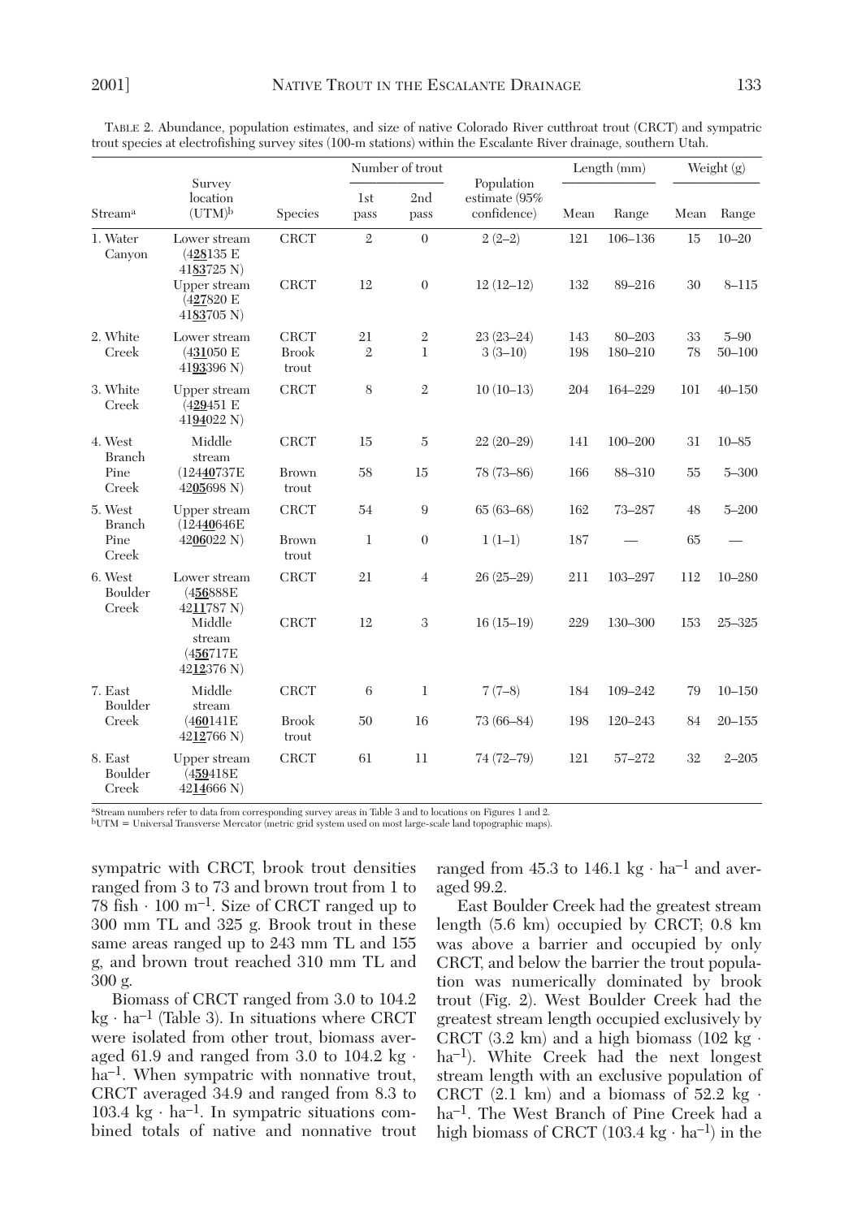TABLE 2. Abundance, population estimates, and size of native Colorado River cutthroat trout (CRCT) and sympatric trout species at electrofishing survey sites (100-m stations) within the Escalante River drainage, southern Utah.

| Stream[a] | Survey location (UTM)[b] | Species | Number of trout | | Population estimate (95% confidence) | Length (mm) | | Weight (g) | |
|---|---|---|---|---|---|---|---|---|---|
| | | | 1st pass | 2nd pass | | Mean | Range | Mean | Range |
| 1. Water Canyon | Lower stream (4**28**135 E 41**83**725 N) | CRCT | 2 | 0 | 2 (2–2) | 121 | 106–136 | 15 | 10–20 |
| | Upper stream (4**27**820 E 41**83**705 N) | CRCT | 12 | 0 | 12 (12–12) | 132 | 89–216 | 30 | 8–115 |
| 2. White Creek | Lower stream (4**31**050 E 41**93**396 N) | CRCT | 21 | 2 | 23 (23–24) | 143 | 80–203 | 33 | 5–90 |
| | | Brook trout | 2 | 1 | 3 (3–10) | 198 | 180–210 | 78 | 50–100 |
| 3. White Creek | Upper stream (4**29**451 E 41**94**022 N) | CRCT | 8 | 2 | 10 (10–13) | 204 | 164–229 | 101 | 40–150 |
| 4. West Branch Pine Creek | Middle stream (124**40**737E 42**05**698 N) | CRCT | 15 | 5 | 22 (20–29) | 141 | 100–200 | 31 | 10–85 |
| | | Brown trout | 58 | 15 | 78 (73–86) | 166 | 88–310 | 55 | 5–300 |
| 5. West Branch Pine Creek | Upper stream (124**40**646E 42**06**022 N) | CRCT | 54 | 9 | 65 (63–68) | 162 | 73–287 | 48 | 5–200 |
| | | Brown trout | 1 | 0 | 1 (1–1) | 187 | — | 65 | — |
| 6. West Boulder Creek | Lower stream (4**56**888E 42**11**787 N) | CRCT | 21 | 4 | 26 (25–29) | 211 | 103–297 | 112 | 10–280 |
| | Middle stream (4**56**717E 42**12**376 N) | CRCT | 12 | 3 | 16 (15–19) | 229 | 130–300 | 153 | 25–325 |
| 7. East Boulder Creek | Middle stream (4**60**141E 42**12**766 N) | CRCT | 6 | 1 | 7 (7–8) | 184 | 109–242 | 79 | 10–150 |
| | | Brook trout | 50 | 16 | 73 (66–84) | 198 | 120–243 | 84 | 20–155 |
| 8. East Boulder Creek | Upper stream (4**59**418E 42**14**666 N) | CRCT | 61 | 11 | 74 (72–79) | 121 | 57–272 | 32 | 2–205 |

[a]Stream numbers refer to data from corresponding survey areas in Table 3 and to locations on Figures 1 and 2.
[b]UTM = Universal Transverse Mercator (metric grid system used on most large-scale land topographic maps).

sympatric with CRCT, brook trout densities ranged from 3 to 73 and brown trout from 1 to 78 fish · 100 m$^{-1}$. Size of CRCT ranged up to 300 mm TL and 325 g. Brook trout in these same areas ranged up to 243 mm TL and 155 g, and brown trout reached 310 mm TL and 300 g.

Biomass of CRCT ranged from 3.0 to 104.2 kg · ha$^{-1}$ (Table 3). In situations where CRCT were isolated from other trout, biomass averaged 61.9 and ranged from 3.0 to 104.2 kg · ha$^{-1}$. When sympatric with nonnative trout, CRCT averaged 34.9 and ranged from 8.3 to 103.4 kg · ha$^{-1}$. In sympatric situations combined totals of native and nonnative trout ranged from 45.3 to 146.1 kg · ha$^{-1}$ and averaged 99.2.

East Boulder Creek had the greatest stream length (5.6 km) occupied by CRCT; 0.8 km was above a barrier and occupied by only CRCT, and below the barrier the trout population was numerically dominated by brook trout (Fig. 2). West Boulder Creek had the greatest stream length occupied exclusively by CRCT (3.2 km) and a high biomass (102 kg · ha$^{-1}$). White Creek had the next longest stream length with an exclusive population of CRCT (2.1 km) and a biomass of 52.2 kg · ha$^{-1}$. The West Branch of Pine Creek had a high biomass of CRCT (103.4 kg · ha$^{-1}$) in the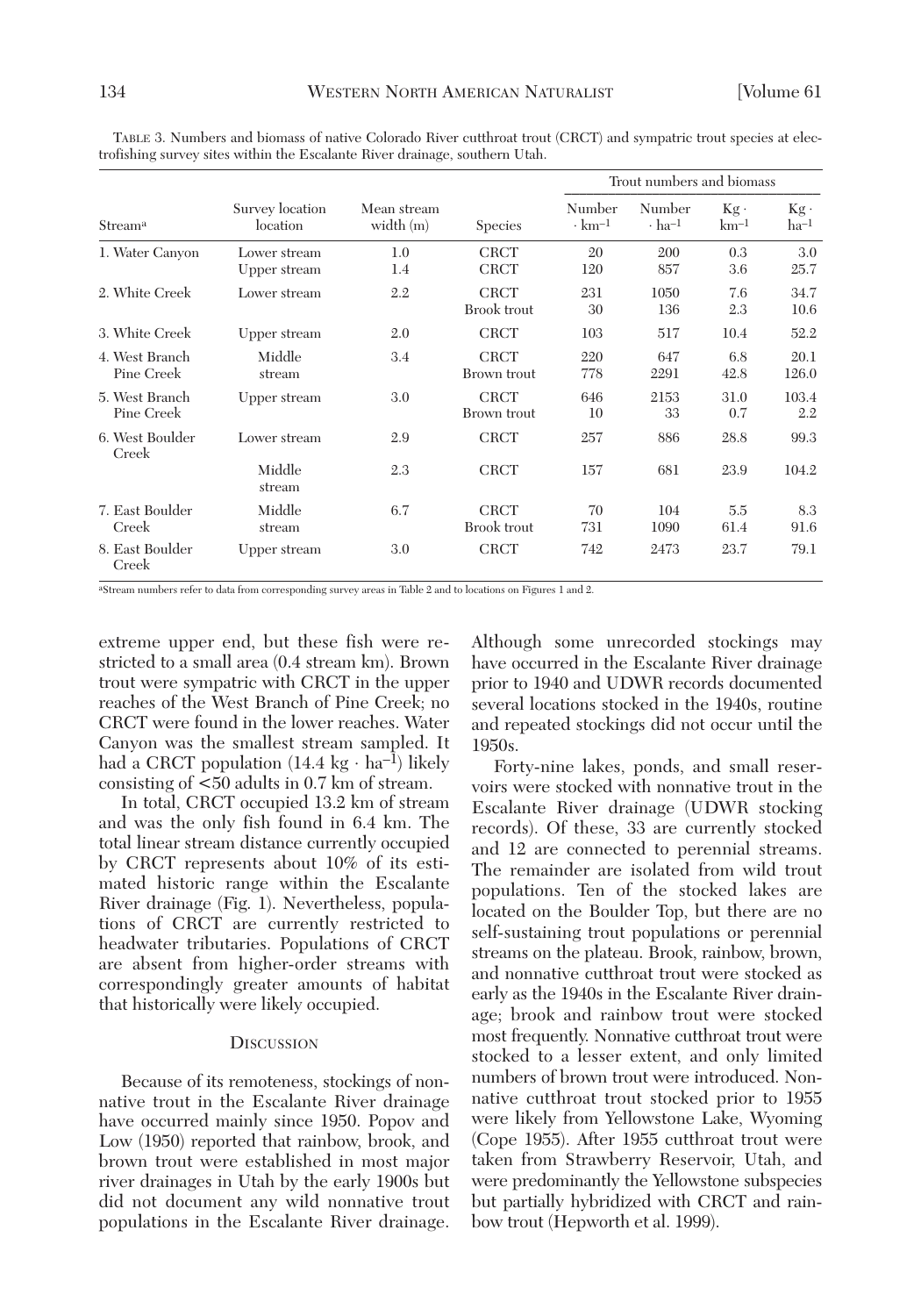TABLE 3. Numbers and biomass of native Colorado River cutthroat trout (CRCT) and sympatric trout species at electrofishing survey sites within the Escalante River drainage, southern Utah.

| Stream[a] | Survey location location | Mean stream width (m) | Species | Trout numbers and biomass | | | |
|---|---|---|---|---|---|---|---|
| | | | | Number · km$^{-1}$ | Number · ha$^{-1}$ | Kg · km$^{-1}$ | Kg · ha$^{-1}$ |
| 1. Water Canyon | Lower stream | 1.0 | CRCT | 20 | 200 | 0.3 | 3.0 |
| | Upper stream | 1.4 | CRCT | 120 | 857 | 3.6 | 25.7 |
| 2. White Creek | Lower stream | 2.2 | CRCT | 231 | 1050 | 7.6 | 34.7 |
| | | | Brook trout | 30 | 136 | 2.3 | 10.6 |
| 3. White Creek | Upper stream | 2.0 | CRCT | 103 | 517 | 10.4 | 52.2 |
| 4. West Branch Pine Creek | Middle stream | 3.4 | CRCT | 220 | 647 | 6.8 | 20.1 |
| | | | Brown trout | 778 | 2291 | 42.8 | 126.0 |
| 5. West Branch Pine Creek | Upper stream | 3.0 | CRCT | 646 | 2153 | 31.0 | 103.4 |
| | | | Brown trout | 10 | 33 | 0.7 | 2.2 |
| 6. West Boulder Creek | Lower stream | 2.9 | CRCT | 257 | 886 | 28.8 | 99.3 |
| | Middle stream | 2.3 | CRCT | 157 | 681 | 23.9 | 104.2 |
| 7. East Boulder Creek | Middle stream | 6.7 | CRCT | 70 | 104 | 5.5 | 8.3 |
| | | | Brook trout | 731 | 1090 | 61.4 | 91.6 |
| 8. East Boulder Creek | Upper stream | 3.0 | CRCT | 742 | 2473 | 23.7 | 79.1 |

[a]Stream numbers refer to data from corresponding survey areas in Table 2 and to locations on Figures 1 and 2.

extreme upper end, but these fish were restricted to a small area (0.4 stream km). Brown trout were sympatric with CRCT in the upper reaches of the West Branch of Pine Creek; no CRCT were found in the lower reaches. Water Canyon was the smallest stream sampled. It had a CRCT population (14.4 kg · ha$^{-1}$) likely consisting of <50 adults in 0.7 km of stream.

In total, CRCT occupied 13.2 km of stream and was the only fish found in 6.4 km. The total linear stream distance currently occupied by CRCT represents about 10% of its estimated historic range within the Escalante River drainage (Fig. 1). Nevertheless, populations of CRCT are currently restricted to headwater tributaries. Populations of CRCT are absent from higher-order streams with correspondingly greater amounts of habitat that historically were likely occupied.

## DISCUSSION

Because of its remoteness, stockings of nonnative trout in the Escalante River drainage have occurred mainly since 1950. Popov and Low (1950) reported that rainbow, brook, and brown trout were established in most major river drainages in Utah by the early 1900s but did not document any wild nonnative trout populations in the Escalante River drainage. Although some unrecorded stockings may have occurred in the Escalante River drainage prior to 1940 and UDWR records documented several locations stocked in the 1940s, routine and repeated stockings did not occur until the 1950s.

Forty-nine lakes, ponds, and small reservoirs were stocked with nonnative trout in the Escalante River drainage (UDWR stocking records). Of these, 33 are currently stocked and 12 are connected to perennial streams. The remainder are isolated from wild trout populations. Ten of the stocked lakes are located on the Boulder Top, but there are no self-sustaining trout populations or perennial streams on the plateau. Brook, rainbow, brown, and nonnative cutthroat trout were stocked as early as the 1940s in the Escalante River drainage; brook and rainbow trout were stocked most frequently. Nonnative cutthroat trout were stocked to a lesser extent, and only limited numbers of brown trout were introduced. Nonnative cutthroat trout stocked prior to 1955 were likely from Yellowstone Lake, Wyoming (Cope 1955). After 1955 cutthroat trout were taken from Strawberry Reservoir, Utah, and were predominantly the Yellowstone subspecies but partially hybridized with CRCT and rainbow trout (Hepworth et al. 1999).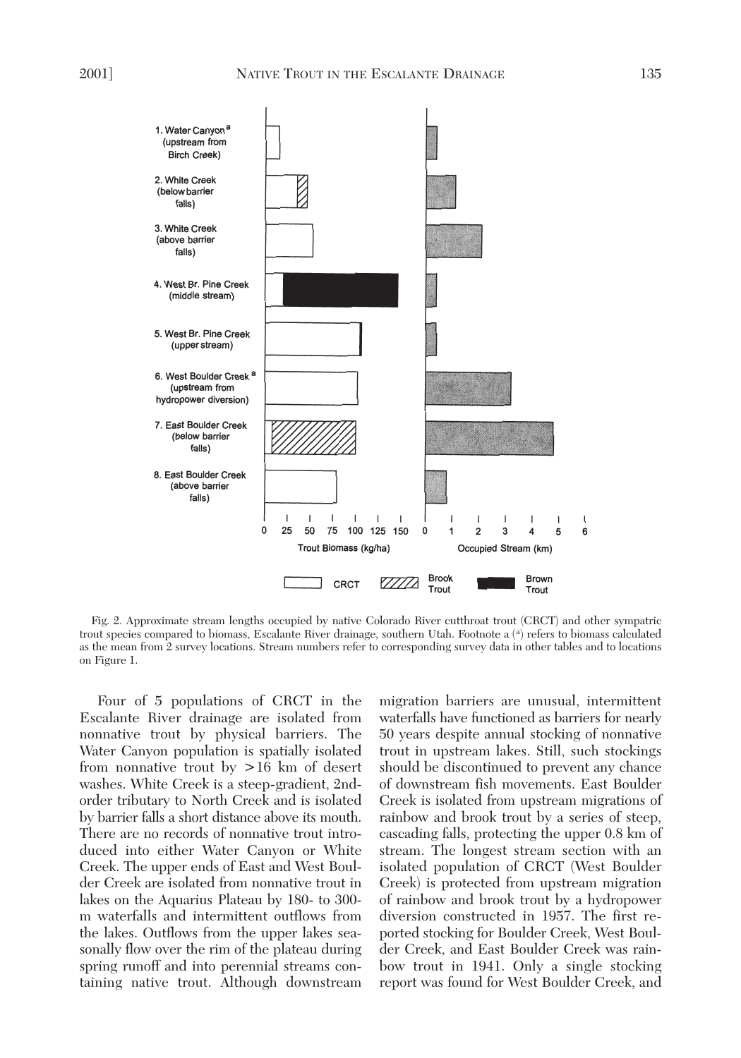Fig. 2. Approximate stream lengths occupied by native Colorado River cutthroat trout (CRCT) and other sympatric trout species compared to biomass, Escalante River drainage, southern Utah. Footnote a ([a]) refers to biomass calculated as the mean from 2 survey locations. Stream numbers refer to corresponding survey data in other tables and to locations on Figure 1.

Four of 5 populations of CRCT in the Escalante River drainage are isolated from nonnative trout by physical barriers. The Water Canyon population is spatially isolated from nonnative trout by >16 km of desert washes. White Creek is a steep-gradient, 2nd-order tributary to North Creek and is isolated by barrier falls a short distance above its mouth. There are no records of nonnative trout introduced into either Water Canyon or White Creek. The upper ends of East and West Boulder Creek are isolated from nonnative trout in lakes on the Aquarius Plateau by 180- to 300-m waterfalls and intermittent outflows from the lakes. Outflows from the upper lakes seasonally flow over the rim of the plateau during spring runoff and into perennial streams containing native trout. Although downstream migration barriers are unusual, intermittent waterfalls have functioned as barriers for nearly 50 years despite annual stocking of nonnative trout in upstream lakes. Still, such stockings should be discontinued to prevent any chance of downstream fish movements. East Boulder Creek is isolated from upstream migrations of rainbow and brook trout by a series of steep, cascading falls, protecting the upper 0.8 km of stream. The longest stream section with an isolated population of CRCT (West Boulder Creek) is protected from upstream migration of rainbow and brook trout by a hydropower diversion constructed in 1957. The first reported stocking for Boulder Creek, West Boulder Creek, and East Boulder Creek was rainbow trout in 1941. Only a single stocking report was found for West Boulder Creek, and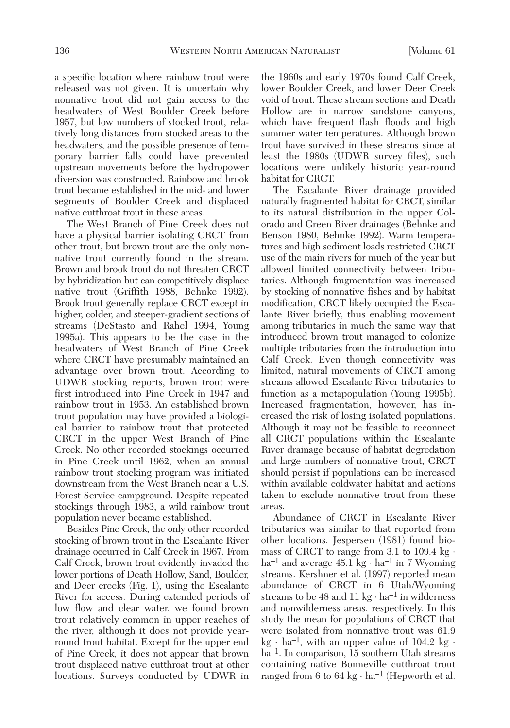a specific location where rainbow trout were released was not given. It is uncertain why nonnative trout did not gain access to the headwaters of West Boulder Creek before 1957, but low numbers of stocked trout, relatively long distances from stocked areas to the headwaters, and the possible presence of temporary barrier falls could have prevented upstream movements before the hydropower diversion was constructed. Rainbow and brook trout became established in the mid- and lower segments of Boulder Creek and displaced native cutthroat trout in these areas.

The West Branch of Pine Creek does not have a physical barrier isolating CRCT from other trout, but brown trout are the only nonnative trout currently found in the stream. Brown and brook trout do not threaten CRCT by hybridization but can competitively displace native trout (Griffith 1988, Behnke 1992). Brook trout generally replace CRCT except in higher, colder, and steeper-gradient sections of streams (DeStasto and Rahel 1994, Young 1995a). This appears to be the case in the headwaters of West Branch of Pine Creek where CRCT have presumably maintained an advantage over brown trout. According to UDWR stocking reports, brown trout were first introduced into Pine Creek in 1947 and rainbow trout in 1953. An established brown trout population may have provided a biological barrier to rainbow trout that protected CRCT in the upper West Branch of Pine Creek. No other recorded stockings occurred in Pine Creek until 1962, when an annual rainbow trout stocking program was initiated downstream from the West Branch near a U.S. Forest Service campground. Despite repeated stockings through 1983, a wild rainbow trout population never became established.

Besides Pine Creek, the only other recorded stocking of brown trout in the Escalante River drainage occurred in Calf Creek in 1967. From Calf Creek, brown trout evidently invaded the lower portions of Death Hollow, Sand, Boulder, and Deer creeks (Fig. 1), using the Escalante River for access. During extended periods of low flow and clear water, we found brown trout relatively common in upper reaches of the river, although it does not provide year-round trout habitat. Except for the upper end of Pine Creek, it does not appear that brown trout displaced native cutthroat trout at other locations. Surveys conducted by UDWR in the 1960s and early 1970s found Calf Creek, lower Boulder Creek, and lower Deer Creek void of trout. These stream sections and Death Hollow are in narrow sandstone canyons, which have frequent flash floods and high summer water temperatures. Although brown trout have survived in these streams since at least the 1980s (UDWR survey files), such locations were unlikely historic year-round habitat for CRCT.

The Escalante River drainage provided naturally fragmented habitat for CRCT, similar to its natural distribution in the upper Colorado and Green River drainages (Behnke and Benson 1980, Behnke 1992). Warm temperatures and high sediment loads restricted CRCT use of the main rivers for much of the year but allowed limited connectivity between tributaries. Although fragmentation was increased by stocking of nonnative fishes and by habitat modification, CRCT likely occupied the Escalante River briefly, thus enabling movement among tributaries in much the same way that introduced brown trout managed to colonize multiple tributaries from the introduction into Calf Creek. Even though connectivity was limited, natural movements of CRCT among streams allowed Escalante River tributaries to function as a metapopulation (Young 1995b). Increased fragmentation, however, has increased the risk of losing isolated populations. Although it may not be feasible to reconnect all CRCT populations within the Escalante River drainage because of habitat degradation and large numbers of nonnative trout, CRCT should persist if populations can be increased within available coldwater habitat and actions taken to exclude nonnative trout from these areas.

Abundance of CRCT in Escalante River tributaries was similar to that reported from other locations. Jespersen (1981) found biomass of CRCT to range from 3.1 to 109.4 $kg \cdot ha^{-1}$ and average 45.1 $kg \cdot ha^{-1}$ in 7 Wyoming streams. Kershner et al. (1997) reported mean abundance of CRCT in 6 Utah/Wyoming streams to be 48 and 11 $kg \cdot ha^{-1}$ in wilderness and nonwilderness areas, respectively. In this study the mean for populations of CRCT that were isolated from nonnative trout was 61.9 $kg \cdot ha^{-1}$, with an upper value of 104.2 $kg \cdot ha^{-1}$. In comparison, 15 southern Utah streams containing native Bonneville cutthroat trout ranged from 6 to 64 $kg \cdot ha^{-1}$ (Hepworth et al.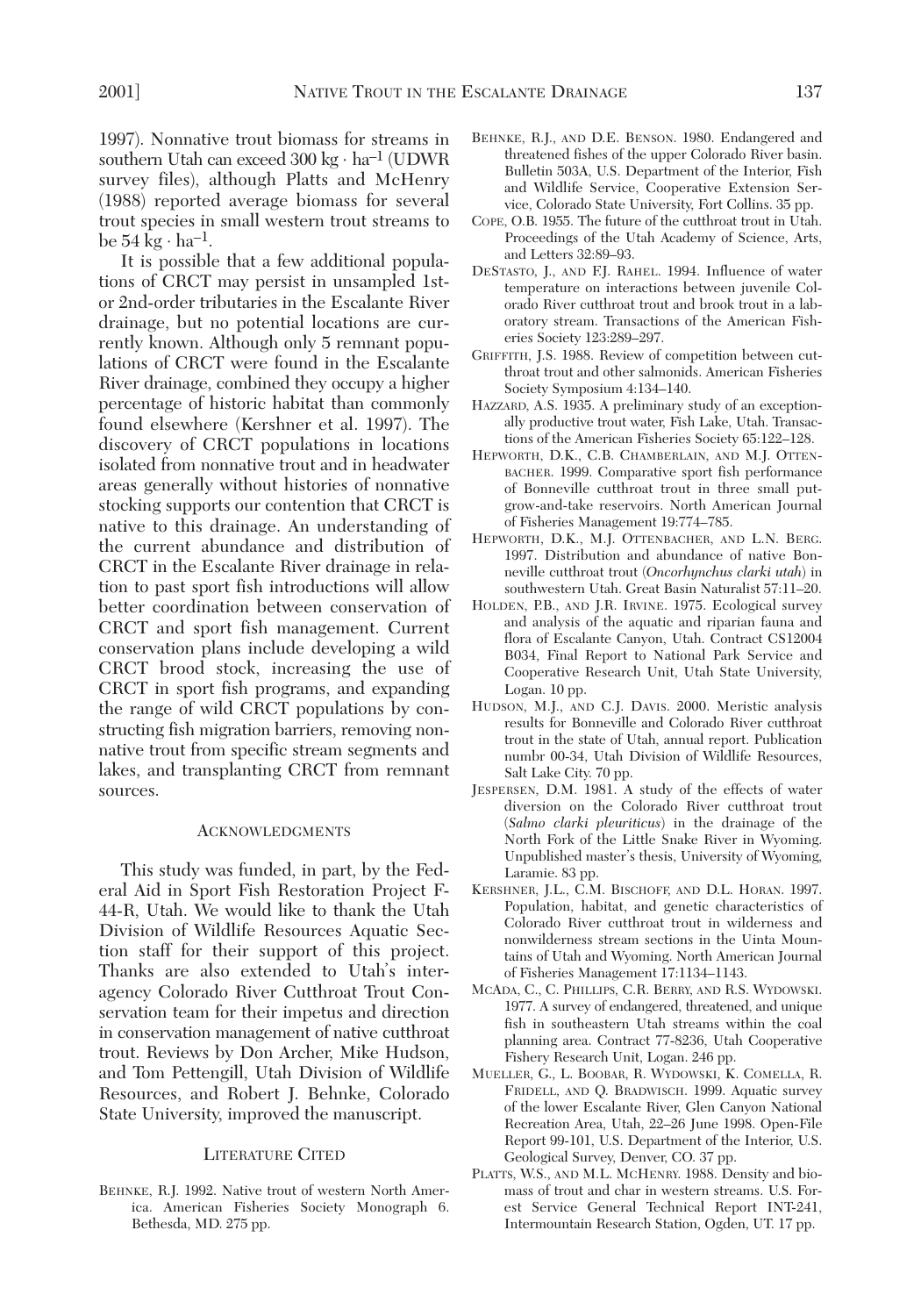1997). Nonnative trout biomass for streams in southern Utah can exceed 300 kg · ha$^{-1}$ (UDWR survey files), although Platts and McHenry (1988) reported average biomass for several trout species in small western trout streams to be 54 kg · ha$^{-1}$.

It is possible that a few additional populations of CRCT may persist in unsampled 1st- or 2nd-order tributaries in the Escalante River drainage, but no potential locations are currently known. Although only 5 remnant populations of CRCT were found in the Escalante River drainage, combined they occupy a higher percentage of historic habitat than commonly found elsewhere (Kershner et al. 1997). The discovery of CRCT populations in locations isolated from nonnative trout and in headwater areas generally without histories of nonnative stocking supports our contention that CRCT is native to this drainage. An understanding of the current abundance and distribution of CRCT in the Escalante River drainage in relation to past sport fish introductions will allow better coordination between conservation of CRCT and sport fish management. Current conservation plans include developing a wild CRCT brood stock, increasing the use of CRCT in sport fish programs, and expanding the range of wild CRCT populations by constructing fish migration barriers, removing nonnative trout from specific stream segments and lakes, and transplanting CRCT from remnant sources.

## Acknowledgments

This study was funded, in part, by the Federal Aid in Sport Fish Restoration Project F-44-R, Utah. We would like to thank the Utah Division of Wildlife Resources Aquatic Section staff for their support of this project. Thanks are also extended to Utah's interagency Colorado River Cutthroat Trout Conservation team for their impetus and direction in conservation management of native cutthroat trout. Reviews by Don Archer, Mike Hudson, and Tom Pettengill, Utah Division of Wildlife Resources, and Robert J. Behnke, Colorado State University, improved the manuscript.

## Literature Cited

BEHNKE, R.J. 1992. Native trout of western North America. American Fisheries Society Monograph 6. Bethesda, MD. 275 pp.

BEHNKE, R.J., AND D.E. BENSON. 1980. Endangered and threatened fishes of the upper Colorado River basin. Bulletin 503A, U.S. Department of the Interior, Fish and Wildlife Service, Cooperative Extension Service, Colorado State University, Fort Collins. 35 pp.

COPE, O.B. 1955. The future of the cutthroat trout in Utah. Proceedings of the Utah Academy of Science, Arts, and Letters 32:89–93.

DESTASTO, J., AND F.J. RAHEL. 1994. Influence of water temperature on interactions between juvenile Colorado River cutthroat trout and brook trout in a laboratory stream. Transactions of the American Fisheries Society 123:289–297.

GRIFFITH, J.S. 1988. Review of competition between cutthroat trout and other salmonids. American Fisheries Society Symposium 4:134–140.

HAZZARD, A.S. 1935. A preliminary study of an exceptionally productive trout water, Fish Lake, Utah. Transactions of the American Fisheries Society 65:122–128.

HEPWORTH, D.K., C.B. CHAMBERLAIN, AND M.J. OTTENBACHER. 1999. Comparative sport fish performance of Bonneville cutthroat trout in three small put-grow-and-take reservoirs. North American Journal of Fisheries Management 19:774–785.

HEPWORTH, D.K., M.J. OTTENBACHER, AND L.N. BERG. 1997. Distribution and abundance of native Bonneville cutthroat trout (*Oncorhynchus clarki utah*) in southwestern Utah. Great Basin Naturalist 57:11–20.

HOLDEN, P.B., AND J.R. IRVINE. 1975. Ecological survey and analysis of the aquatic and riparian fauna and flora of Escalante Canyon, Utah. Contract CS12004 B034, Final Report to National Park Service and Cooperative Research Unit, Utah State University, Logan. 10 pp.

HUDSON, M.J., AND C.J. DAVIS. 2000. Meristic analysis results for Bonneville and Colorado River cutthroat trout in the state of Utah, annual report. Publication numbr 00-34, Utah Division of Wildlife Resources, Salt Lake City. 70 pp.

JESPERSEN, D.M. 1981. A study of the effects of water diversion on the Colorado River cutthroat trout (*Salmo clarki pleuriticus*) in the drainage of the North Fork of the Little Snake River in Wyoming. Unpublished master's thesis, University of Wyoming, Laramie. 83 pp.

KERSHNER, J.L., C.M. BISCHOFF, AND D.L. HORAN. 1997. Population, habitat, and genetic characteristics of Colorado River cutthroat trout in wilderness and nonwilderness stream sections in the Uinta Mountains of Utah and Wyoming. North American Journal of Fisheries Management 17:1134–1143.

MCADA, C., C. PHILLIPS, C.R. BERRY, AND R.S. WYDOWSKI. 1977. A survey of endangered, threatened, and unique fish in southeastern Utah streams within the coal planning area. Contract 77-8236, Utah Cooperative Fishery Research Unit, Logan. 246 pp.

MUELLER, G., L. BOOBAR, R. WYDOWSKI, K. COMELLA, R. FRIDELL, AND Q. BRADWISCH. 1999. Aquatic survey of the lower Escalante River, Glen Canyon National Recreation Area, Utah, 22–26 June 1998. Open-File Report 99-101, U.S. Department of the Interior, U.S. Geological Survey, Denver, CO. 37 pp.

PLATTS, W.S., AND M.L. MCHENRY. 1988. Density and biomass of trout and char in western streams. U.S. Forest Service General Technical Report INT-241, Intermountain Research Station, Ogden, UT. 17 pp.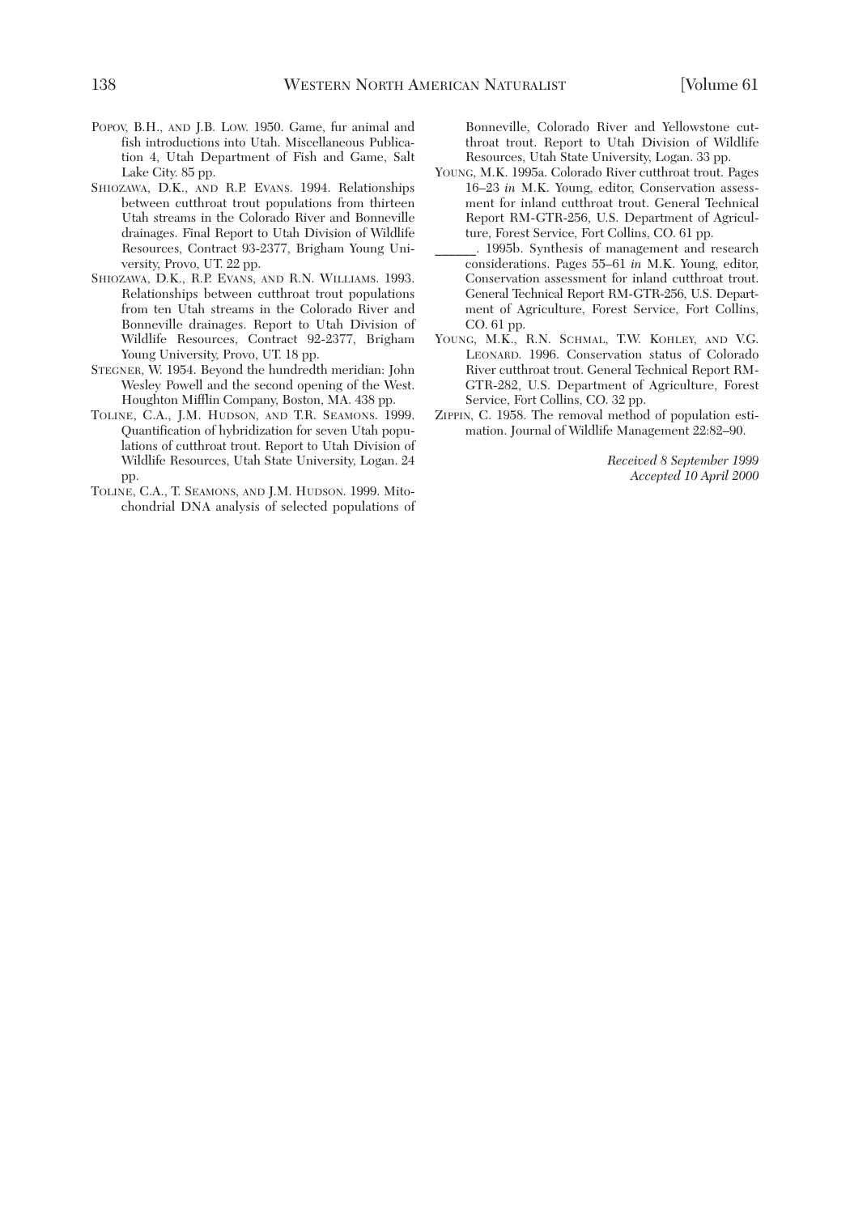POPOV, B.H., AND J.B. LOW. 1950. Game, fur animal and fish introductions into Utah. Miscellaneous Publication 4, Utah Department of Fish and Game, Salt Lake City. 85 pp.

SHIOZAWA, D.K., AND R.P. EVANS. 1994. Relationships between cutthroat trout populations from thirteen Utah streams in the Colorado River and Bonneville drainages. Final Report to Utah Division of Wildlife Resources, Contract 93-2377, Brigham Young University, Provo, UT. 22 pp.

SHIOZAWA, D.K., R.P. EVANS, AND R.N. WILLIAMS. 1993. Relationships between cutthroat trout populations from ten Utah streams in the Colorado River and Bonneville drainages. Report to Utah Division of Wildlife Resources, Contract 92-2377, Brigham Young University, Provo, UT. 18 pp.

STEGNER, W. 1954. Beyond the hundredth meridian: John Wesley Powell and the second opening of the West. Houghton Mifflin Company, Boston, MA. 438 pp.

TOLINE, C.A., J.M. HUDSON, AND T.R. SEAMONS. 1999. Quantification of hybridization for seven Utah populations of cutthroat trout. Report to Utah Division of Wildlife Resources, Utah State University, Logan. 24 pp.

TOLINE, C.A., T. SEAMONS, AND J.M. HUDSON. 1999. Mitochondrial DNA analysis of selected populations of Bonneville, Colorado River and Yellowstone cutthroat trout. Report to Utah Division of Wildlife Resources, Utah State University, Logan. 33 pp.

YOUNG, M.K. 1995a. Colorado River cutthroat trout. Pages 16–23 *in* M.K. Young, editor, Conservation assessment for inland cutthroat trout. General Technical Report RM-GTR-256, U.S. Department of Agriculture, Forest Service, Fort Collins, CO. 61 pp.

______. 1995b. Synthesis of management and research considerations. Pages 55–61 *in* M.K. Young, editor, Conservation assessment for inland cutthroat trout. General Technical Report RM-GTR-256, U.S. Department of Agriculture, Forest Service, Fort Collins, CO. 61 pp.

YOUNG, M.K., R.N. SCHMAL, T.W. KOHLEY, AND V.G. LEONARD. 1996. Conservation status of Colorado River cutthroat trout. General Technical Report RM-GTR-282, U.S. Department of Agriculture, Forest Service, Fort Collins, CO. 32 pp.

ZIPPIN, C. 1958. The removal method of population estimation. Journal of Wildlife Management 22:82–90.

*Received 8 September 1999*
*Accepted 10 April 2000*